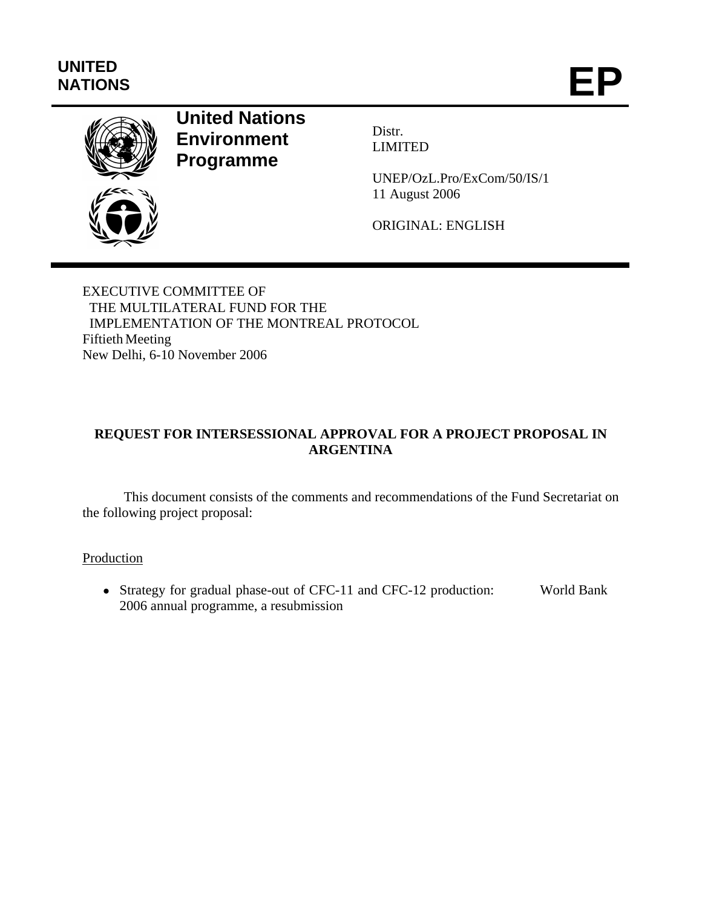UNITED NATIONS

# EP

**United Nations Environment Programme**

Distr.
LIMITED

UNEP/OzL.Pro/ExCom/50/IS/1
11 August 2006

ORIGINAL: ENGLISH

EXECUTIVE COMMITTEE OF
THE MULTILATERAL FUND FOR THE
IMPLEMENTATION OF THE MONTREAL PROTOCOL
Fiftieth Meeting
New Delhi, 6-10 November 2006

## REQUEST FOR INTERSESSIONAL APPROVAL FOR A PROJECT PROPOSAL IN ARGENTINA

This document consists of the comments and recommendations of the Fund Secretariat on the following project proposal:

<u>Production</u>

- Strategy for gradual phase-out of CFC-11 and CFC-12 production: 2006 annual programme, a resubmission — World Bank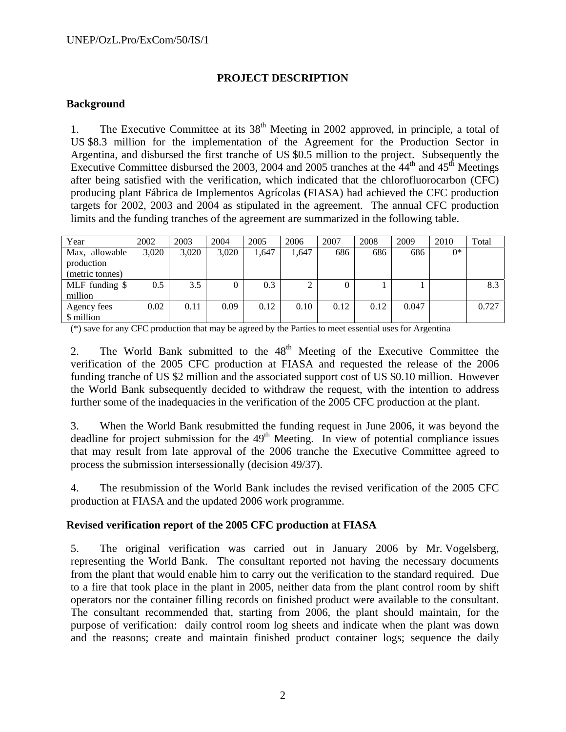## PROJECT DESCRIPTION

### Background

1. The Executive Committee at its 38th Meeting in 2002 approved, in principle, a total of US $8.3 million for the implementation of the Agreement for the Production Sector in Argentina, and disbursed the first tranche of US $0.5 million to the project. Subsequently the Executive Committee disbursed the 2003, 2004 and 2005 tranches at the 44th and 45th Meetings after being satisfied with the verification, which indicated that the chlorofluorocarbon (CFC) producing plant Fábrica de Implementos Agrícolas **(**FIASA) had achieved the CFC production targets for 2002, 2003 and 2004 as stipulated in the agreement. The annual CFC production limits and the funding tranches of the agreement are summarized in the following table.

| Year | 2002 | 2003 | 2004 | 2005 | 2006 | 2007 | 2008 | 2009 | 2010 | Total |
|---|---|---|---|---|---|---|---|---|---|---|
| Max, allowable production (metric tonnes) | 3,020 | 3,020 | 3,020 | 1,647 | 1,647 | 686 | 686 | 686 | 0* | |
| MLF funding $ million | 0.5 | 3.5 | 0 | 0.3 | 2 | 0 | 1 | 1 | | 8.3 |
| Agency fees $ million | 0.02 | 0.11 | 0.09 | 0.12 | 0.10 | 0.12 | 0.12 | 0.047 | | 0.727 |

(*) save for any CFC production that may be agreed by the Parties to meet essential uses for Argentina

2. The World Bank submitted to the 48th Meeting of the Executive Committee the verification of the 2005 CFC production at FIASA and requested the release of the 2006 funding tranche of US $2 million and the associated support cost of US $0.10 million. However the World Bank subsequently decided to withdraw the request, with the intention to address further some of the inadequacies in the verification of the 2005 CFC production at the plant.

3. When the World Bank resubmitted the funding request in June 2006, it was beyond the deadline for project submission for the 49th Meeting. In view of potential compliance issues that may result from late approval of the 2006 tranche the Executive Committee agreed to process the submission intersessionally (decision 49/37).

4. The resubmission of the World Bank includes the revised verification of the 2005 CFC production at FIASA and the updated 2006 work programme.

### Revised verification report of the 2005 CFC production at FIASA

5. The original verification was carried out in January 2006 by Mr. Vogelsberg, representing the World Bank. The consultant reported not having the necessary documents from the plant that would enable him to carry out the verification to the standard required. Due to a fire that took place in the plant in 2005, neither data from the plant control room by shift operators nor the container filling records on finished product were available to the consultant. The consultant recommended that, starting from 2006, the plant should maintain, for the purpose of verification: daily control room log sheets and indicate when the plant was down and the reasons; create and maintain finished product container logs; sequence the daily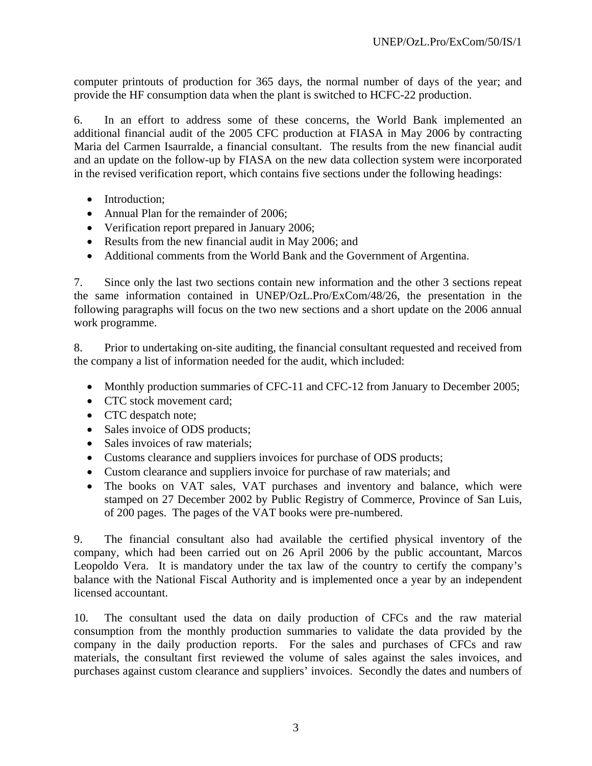computer printouts of production for 365 days, the normal number of days of the year; and provide the HF consumption data when the plant is switched to HCFC-22 production.

6. In an effort to address some of these concerns, the World Bank implemented an additional financial audit of the 2005 CFC production at FIASA in May 2006 by contracting Maria del Carmen Isaurralde, a financial consultant. The results from the new financial audit and an update on the follow-up by FIASA on the new data collection system were incorporated in the revised verification report, which contains five sections under the following headings:

- Introduction;
- Annual Plan for the remainder of 2006;
- Verification report prepared in January 2006;
- Results from the new financial audit in May 2006; and
- Additional comments from the World Bank and the Government of Argentina.

7. Since only the last two sections contain new information and the other 3 sections repeat the same information contained in UNEP/OzL.Pro/ExCom/48/26, the presentation in the following paragraphs will focus on the two new sections and a short update on the 2006 annual work programme.

8. Prior to undertaking on-site auditing, the financial consultant requested and received from the company a list of information needed for the audit, which included:

- Monthly production summaries of CFC-11 and CFC-12 from January to December 2005;
- CTC stock movement card;
- CTC despatch note;
- Sales invoice of ODS products;
- Sales invoices of raw materials;
- Customs clearance and suppliers invoices for purchase of ODS products;
- Custom clearance and suppliers invoice for purchase of raw materials; and
- The books on VAT sales, VAT purchases and inventory and balance, which were stamped on 27 December 2002 by Public Registry of Commerce, Province of San Luis, of 200 pages. The pages of the VAT books were pre-numbered.

9. The financial consultant also had available the certified physical inventory of the company, which had been carried out on 26 April 2006 by the public accountant, Marcos Leopoldo Vera. It is mandatory under the tax law of the country to certify the company's balance with the National Fiscal Authority and is implemented once a year by an independent licensed accountant.

10. The consultant used the data on daily production of CFCs and the raw material consumption from the monthly production summaries to validate the data provided by the company in the daily production reports. For the sales and purchases of CFCs and raw materials, the consultant first reviewed the volume of sales against the sales invoices, and purchases against custom clearance and suppliers' invoices. Secondly the dates and numbers of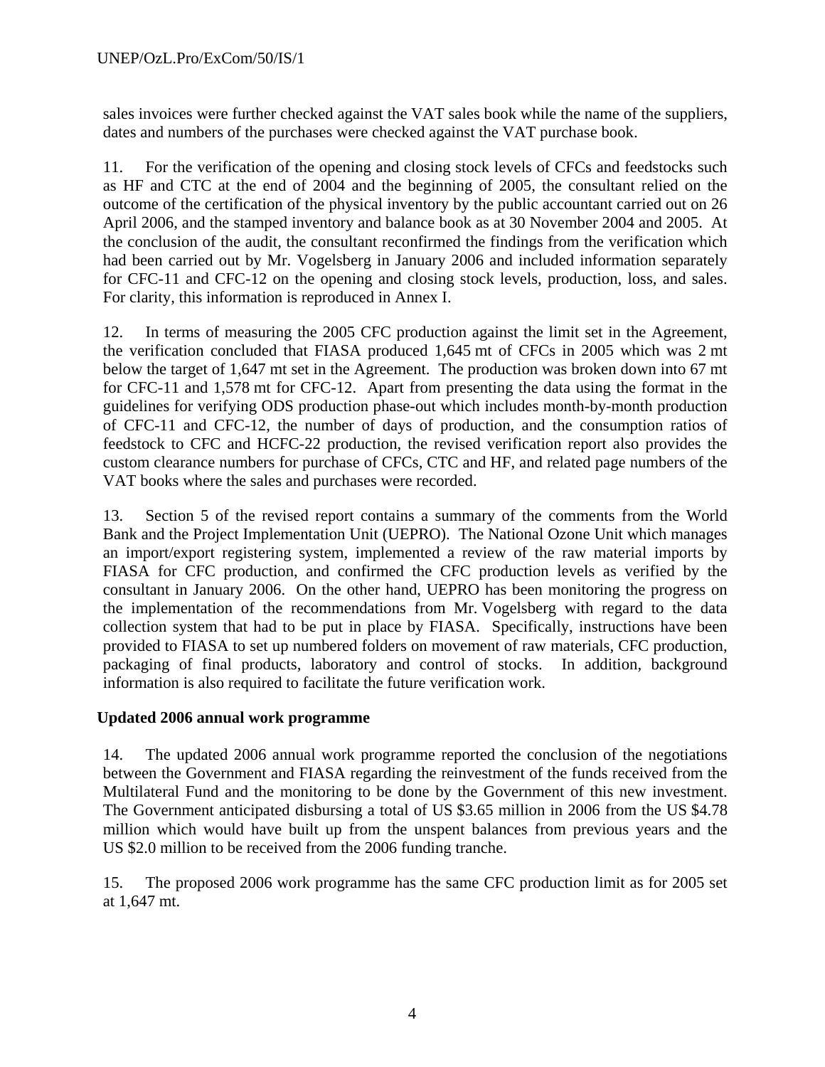sales invoices were further checked against the VAT sales book while the name of the suppliers, dates and numbers of the purchases were checked against the VAT purchase book.

11. For the verification of the opening and closing stock levels of CFCs and feedstocks such as HF and CTC at the end of 2004 and the beginning of 2005, the consultant relied on the outcome of the certification of the physical inventory by the public accountant carried out on 26 April 2006, and the stamped inventory and balance book as at 30 November 2004 and 2005. At the conclusion of the audit, the consultant reconfirmed the findings from the verification which had been carried out by Mr. Vogelsberg in January 2006 and included information separately for CFC-11 and CFC-12 on the opening and closing stock levels, production, loss, and sales. For clarity, this information is reproduced in Annex I.

12. In terms of measuring the 2005 CFC production against the limit set in the Agreement, the verification concluded that FIASA produced 1,645 mt of CFCs in 2005 which was 2 mt below the target of 1,647 mt set in the Agreement. The production was broken down into 67 mt for CFC-11 and 1,578 mt for CFC-12. Apart from presenting the data using the format in the guidelines for verifying ODS production phase-out which includes month-by-month production of CFC-11 and CFC-12, the number of days of production, and the consumption ratios of feedstock to CFC and HCFC-22 production, the revised verification report also provides the custom clearance numbers for purchase of CFCs, CTC and HF, and related page numbers of the VAT books where the sales and purchases were recorded.

13. Section 5 of the revised report contains a summary of the comments from the World Bank and the Project Implementation Unit (UEPRO). The National Ozone Unit which manages an import/export registering system, implemented a review of the raw material imports by FIASA for CFC production, and confirmed the CFC production levels as verified by the consultant in January 2006. On the other hand, UEPRO has been monitoring the progress on the implementation of the recommendations from Mr. Vogelsberg with regard to the data collection system that had to be put in place by FIASA. Specifically, instructions have been provided to FIASA to set up numbered folders on movement of raw materials, CFC production, packaging of final products, laboratory and control of stocks. In addition, background information is also required to facilitate the future verification work.

### Updated 2006 annual work programme

14. The updated 2006 annual work programme reported the conclusion of the negotiations between the Government and FIASA regarding the reinvestment of the funds received from the Multilateral Fund and the monitoring to be done by the Government of this new investment. The Government anticipated disbursing a total of US $3.65 million in 2006 from the US $4.78 million which would have built up from the unspent balances from previous years and the US $2.0 million to be received from the 2006 funding tranche.

15. The proposed 2006 work programme has the same CFC production limit as for 2005 set at 1,647 mt.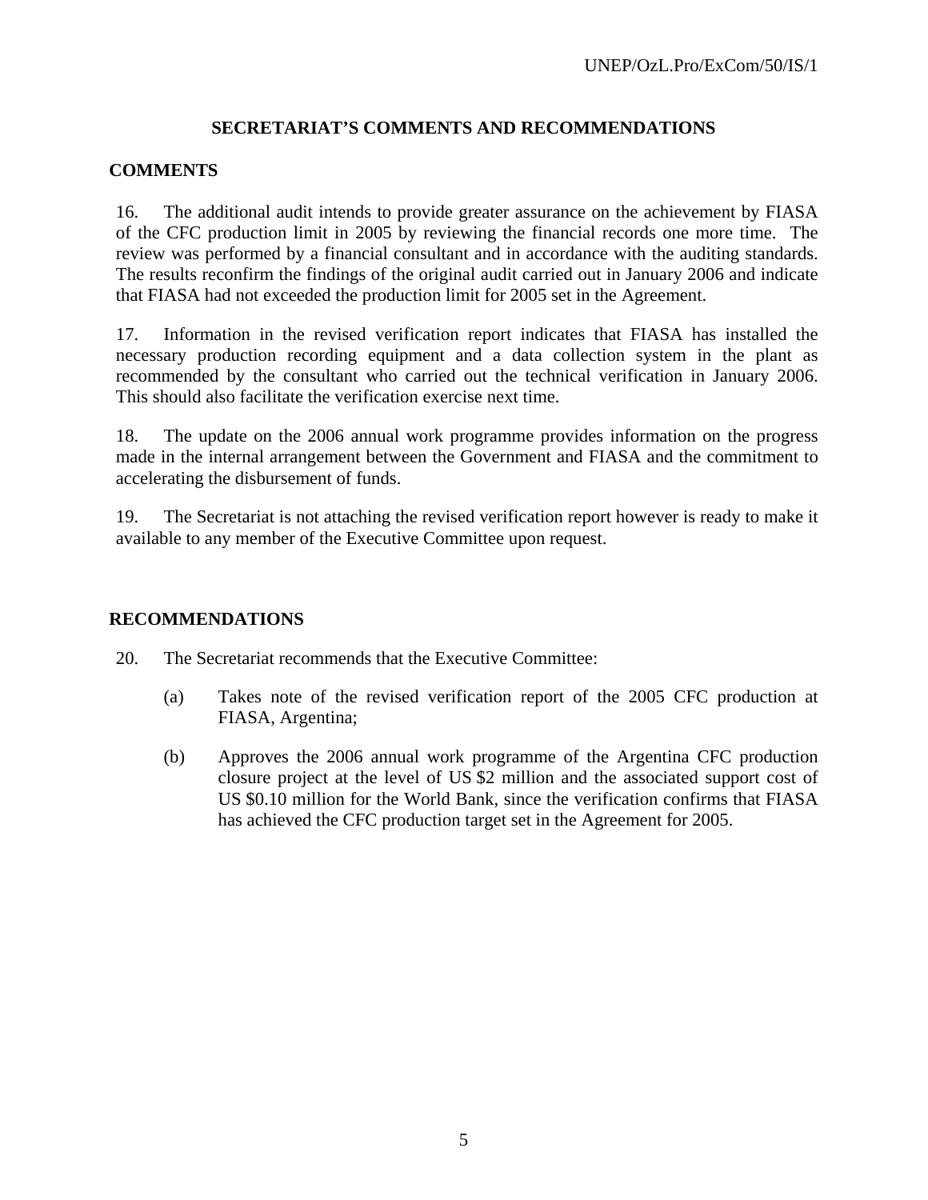## SECRETARIAT'S COMMENTS AND RECOMMENDATIONS

### COMMENTS

16. The additional audit intends to provide greater assurance on the achievement by FIASA of the CFC production limit in 2005 by reviewing the financial records one more time. The review was performed by a financial consultant and in accordance with the auditing standards. The results reconfirm the findings of the original audit carried out in January 2006 and indicate that FIASA had not exceeded the production limit for 2005 set in the Agreement.

17. Information in the revised verification report indicates that FIASA has installed the necessary production recording equipment and a data collection system in the plant as recommended by the consultant who carried out the technical verification in January 2006. This should also facilitate the verification exercise next time.

18. The update on the 2006 annual work programme provides information on the progress made in the internal arrangement between the Government and FIASA and the commitment to accelerating the disbursement of funds.

19. The Secretariat is not attaching the revised verification report however is ready to make it available to any member of the Executive Committee upon request.

### RECOMMENDATIONS

20. The Secretariat recommends that the Executive Committee:

(a) Takes note of the revised verification report of the 2005 CFC production at FIASA, Argentina;

(b) Approves the 2006 annual work programme of the Argentina CFC production closure project at the level of US $2 million and the associated support cost of US $0.10 million for the World Bank, since the verification confirms that FIASA has achieved the CFC production target set in the Agreement for 2005.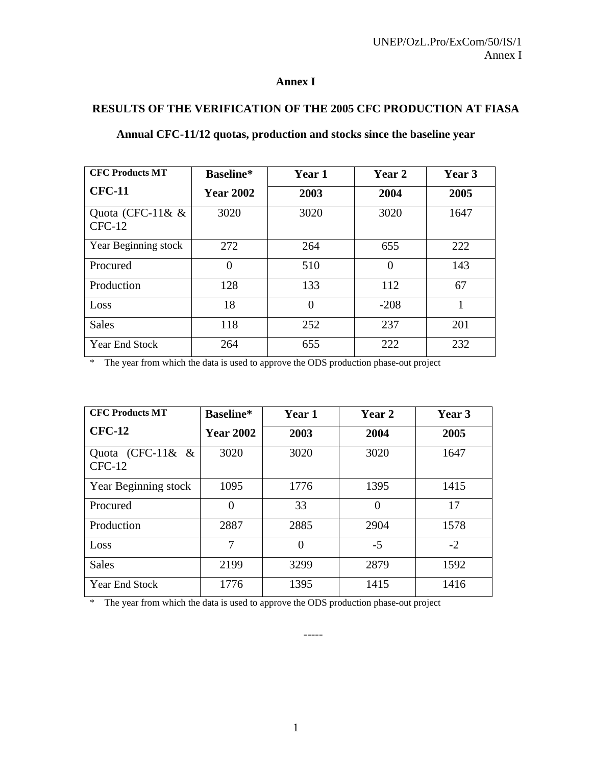# Annex I

## RESULTS OF THE VERIFICATION OF THE 2005 CFC PRODUCTION AT FIASA

### Annual CFC-11/12 quotas, production and stocks since the baseline year

| **CFC Products MT** | **Baseline*** | **Year 1** | **Year 2** | **Year 3** |
|---|---|---|---|---|
| **CFC-11** | **Year 2002** | **2003** | **2004** | **2005** |
| Quota (CFC-11& & CFC-12 | 3020 | 3020 | 3020 | 1647 |
| Year Beginning stock | 272 | 264 | 655 | 222 |
| Procured | 0 | 510 | 0 | 143 |
| Production | 128 | 133 | 112 | 67 |
| Loss | 18 | 0 | -208 | 1 |
| Sales | 118 | 252 | 237 | 201 |
| Year End Stock | 264 | 655 | 222 | 232 |

\* The year from which the data is used to approve the ODS production phase-out project

| **CFC Products MT** | **Baseline*** | **Year 1** | **Year 2** | **Year 3** |
|---|---|---|---|---|
| **CFC-12** | **Year 2002** | **2003** | **2004** | **2005** |
| Quota (CFC-11& & CFC-12 | 3020 | 3020 | 3020 | 1647 |
| Year Beginning stock | 1095 | 1776 | 1395 | 1415 |
| Procured | 0 | 33 | 0 | 17 |
| Production | 2887 | 2885 | 2904 | 1578 |
| Loss | 7 | 0 | -5 | -2 |
| Sales | 2199 | 3299 | 2879 | 1592 |
| Year End Stock | 1776 | 1395 | 1415 | 1416 |

\* The year from which the data is used to approve the ODS production phase-out project

-----